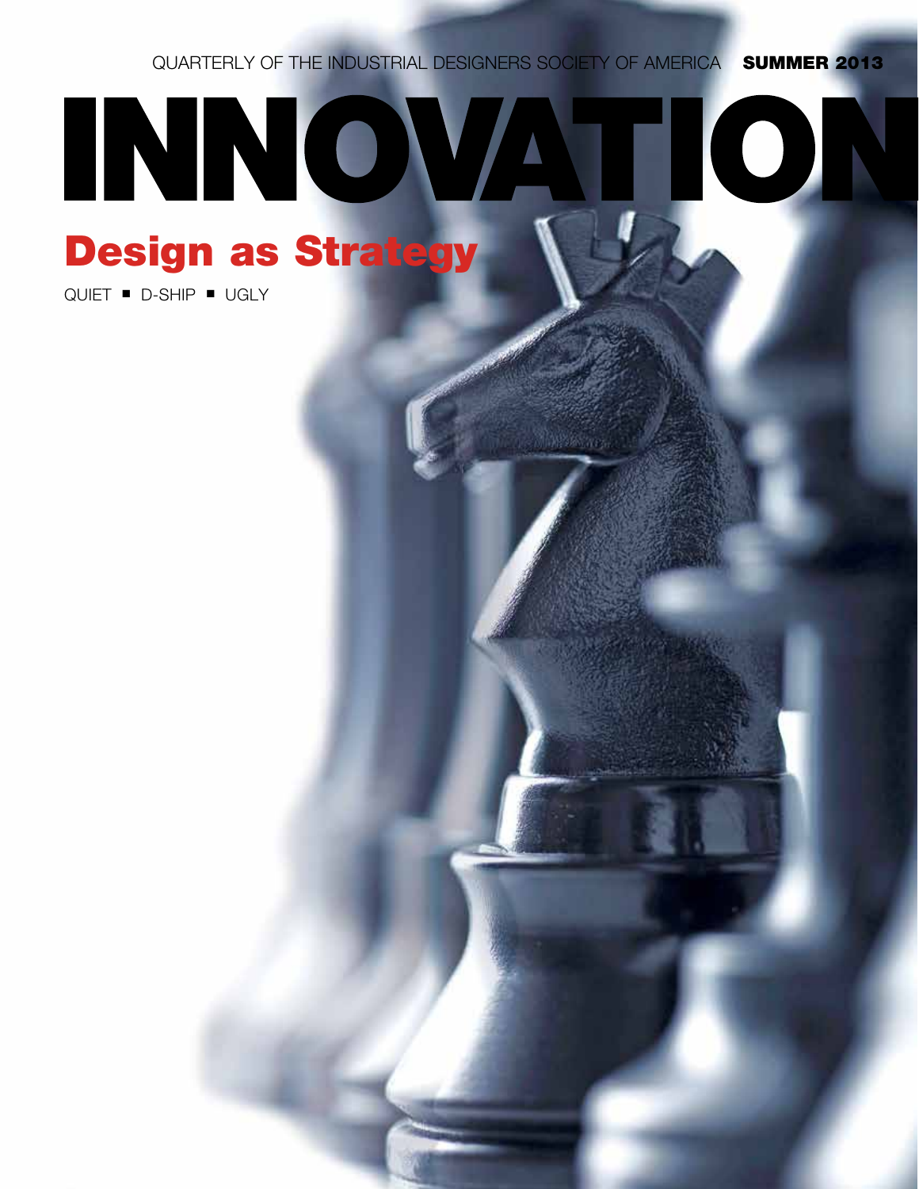QUARTERLY OF THE INDUSTRIAL DESIGNERS SOCIETY OF AMERICA **SUMMER 2013**

# INNOVATION

## Design as Strategy

QUIET ■ D-SHIP ■ UGLY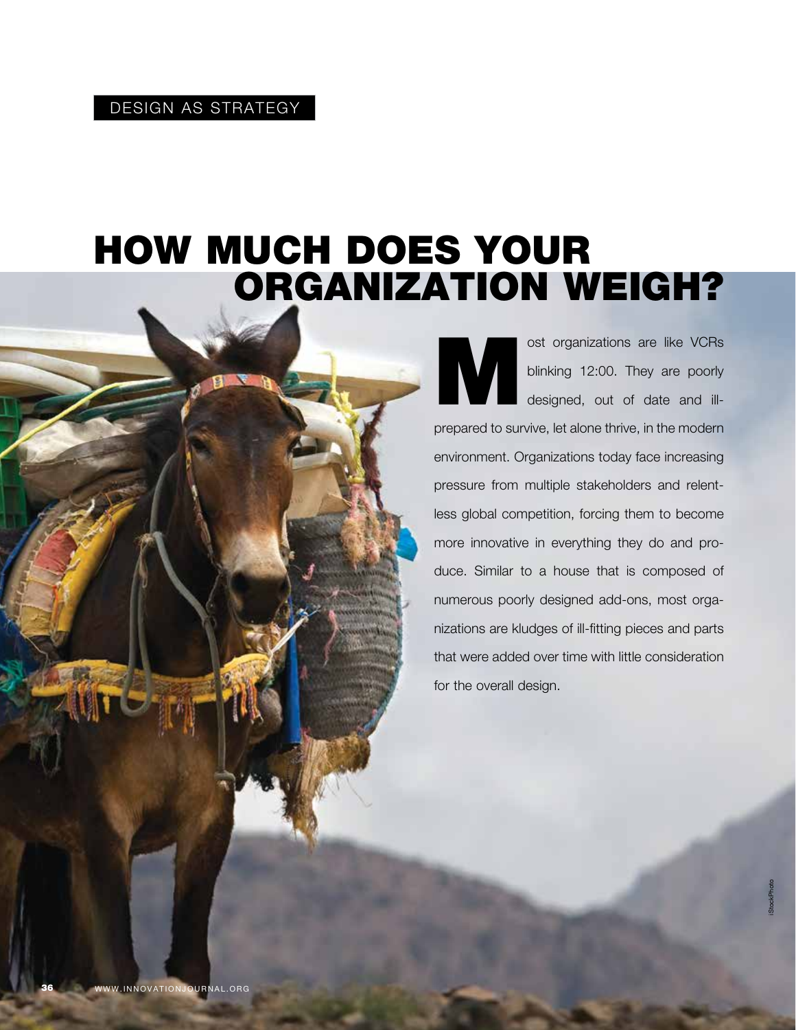DESIGN AS STRATEGY

# HOW MUCH DOES YOUR ORGANIZATION WEIGH?

Most organizations are like VCRs blinking 12:00. They are poorly designed, out of date and ill-prepared to survive, let alone thrive, in the modern environment. Organizations today face increasing pressure from multiple stakeholders and relentless global competition, forcing them to become more innovative in everything they do and produce. Similar to a house that is composed of numerous poorly designed add-ons, most organizations are kludges of ill-fitting pieces and parts that were added over time with little consideration for the overall design.

iStockPhoto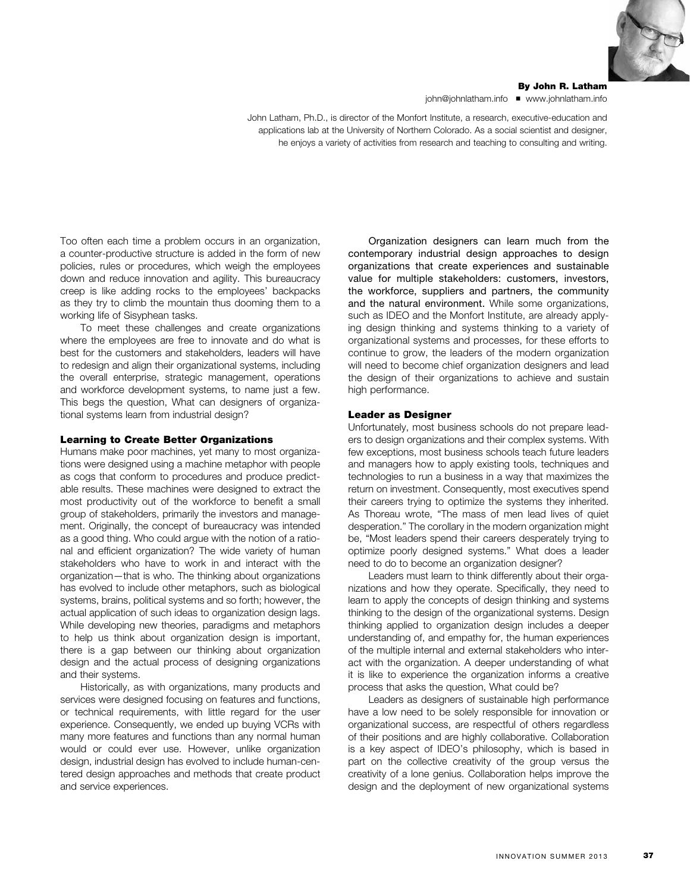**By John R. Latham**

john@johnlatham.info ■ www.johnlatham.info

John Latham, Ph.D., is director of the Monfort Institute, a research, executive-education and applications lab at the University of Northern Colorado. As a social scientist and designer, he enjoys a variety of activities from research and teaching to consulting and writing.

Too often each time a problem occurs in an organization, a counter-productive structure is added in the form of new policies, rules or procedures, which weigh the employees down and reduce innovation and agility. This bureaucracy creep is like adding rocks to the employees' backpacks as they try to climb the mountain thus dooming them to a working life of Sisyphean tasks.

To meet these challenges and create organizations where the employees are free to innovate and do what is best for the customers and stakeholders, leaders will have to redesign and align their organizational systems, including the overall enterprise, strategic management, operations and workforce development systems, to name just a few. This begs the question, What can designers of organizational systems learn from industrial design?

### Learning to Create Better Organizations

Humans make poor machines, yet many to most organizations were designed using a machine metaphor with people as cogs that conform to procedures and produce predictable results. These machines were designed to extract the most productivity out of the workforce to benefit a small group of stakeholders, primarily the investors and management. Originally, the concept of bureaucracy was intended as a good thing. Who could argue with the notion of a rational and efficient organization? The wide variety of human stakeholders who have to work in and interact with the organization—that is who. The thinking about organizations has evolved to include other metaphors, such as biological systems, brains, political systems and so forth; however, the actual application of such ideas to organization design lags. While developing new theories, paradigms and metaphors to help us think about organization design is important, there is a gap between our thinking about organization design and the actual process of designing organizations and their systems.

Historically, as with organizations, many products and services were designed focusing on features and functions, or technical requirements, with little regard for the user experience. Consequently, we ended up buying VCRs with many more features and functions than any normal human would or could ever use. However, unlike organization design, industrial design has evolved to include human-centered design approaches and methods that create product and service experiences.

Organization designers can learn much from the contemporary industrial design approaches to design organizations that create experiences and sustainable value for multiple stakeholders: customers, investors, the workforce, suppliers and partners, the community and the natural environment. While some organizations, such as IDEO and the Monfort Institute, are already applying design thinking and systems thinking to a variety of organizational systems and processes, for these efforts to continue to grow, the leaders of the modern organization will need to become chief organization designers and lead the design of their organizations to achieve and sustain high performance.

### Leader as Designer

Unfortunately, most business schools do not prepare leaders to design organizations and their complex systems. With few exceptions, most business schools teach future leaders and managers how to apply existing tools, techniques and technologies to run a business in a way that maximizes the return on investment. Consequently, most executives spend their careers trying to optimize the systems they inherited. As Thoreau wrote, "The mass of men lead lives of quiet desperation." The corollary in the modern organization might be, "Most leaders spend their careers desperately trying to optimize poorly designed systems." What does a leader need to do to become an organization designer?

Leaders must learn to think differently about their organizations and how they operate. Specifically, they need to learn to apply the concepts of design thinking and systems thinking to the design of the organizational systems. Design thinking applied to organization design includes a deeper understanding of, and empathy for, the human experiences of the multiple internal and external stakeholders who interact with the organization. A deeper understanding of what it is like to experience the organization informs a creative process that asks the question, What could be?

Leaders as designers of sustainable high performance have a low need to be solely responsible for innovation or organizational success, are respectful of others regardless of their positions and are highly collaborative. Collaboration is a key aspect of IDEO's philosophy, which is based in part on the collective creativity of the group versus the creativity of a lone genius. Collaboration helps improve the design and the deployment of new organizational systems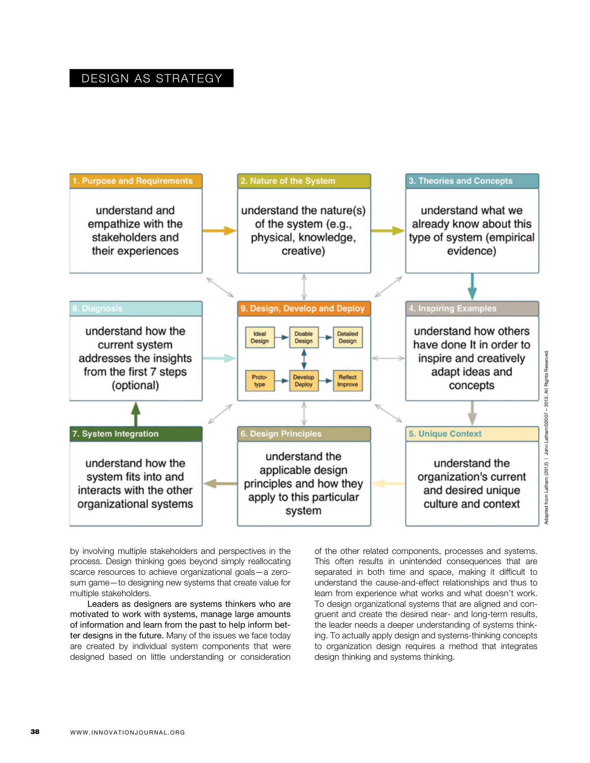DESIGN AS STRATEGY

**1. Purpose and Requirements**
understand and empathize with the stakeholders and their experiences

**2. Nature of the System**
understand the nature(s) of the system (e.g., physical, knowledge, creative)

**3. Theories and Concepts**
understand what we already know about this type of system (empirical evidence)

**4. Inspiring Examples**
understand how others have done It in order to inspire and creatively adapt ideas and concepts

**5. Unique Context**
understand the organization's current and desired unique culture and context

**6. Design Principles**
understand the applicable design principles and how they apply to this particular system

**7. System Integration**
understand how the system fits into and interacts with the other organizational systems

**8. Diagnosis**
understand how the current system addresses the insights from the first 7 steps (optional)

**9. Design, Develop and Deploy**
Ideal Design → Doable Design → Detailed Design
Proto-type → Develop Deploy → Reflect Improve

Adapted from Latham (2012) | John Latham©2007 – 2013. All Rights Reserved.

by involving multiple stakeholders and perspectives in the process. Design thinking goes beyond simply reallocating scarce resources to achieve organizational goals—a zero-sum game—to designing new systems that create value for multiple stakeholders.

**Leaders as designers are systems thinkers who are motivated to work with systems, manage large amounts of information and learn from the past to help inform better designs in the future.** Many of the issues we face today are created by individual system components that were designed based on little understanding or consideration of the other related components, processes and systems. This often results in unintended consequences that are separated in both time and space, making it difficult to understand the cause-and-effect relationships and thus to learn from experience what works and what doesn't work. To design organizational systems that are aligned and congruent and create the desired near- and long-term results, the leader needs a deeper understanding of systems thinking. To actually apply design and systems-thinking concepts to organization design requires a method that integrates design thinking and systems thinking.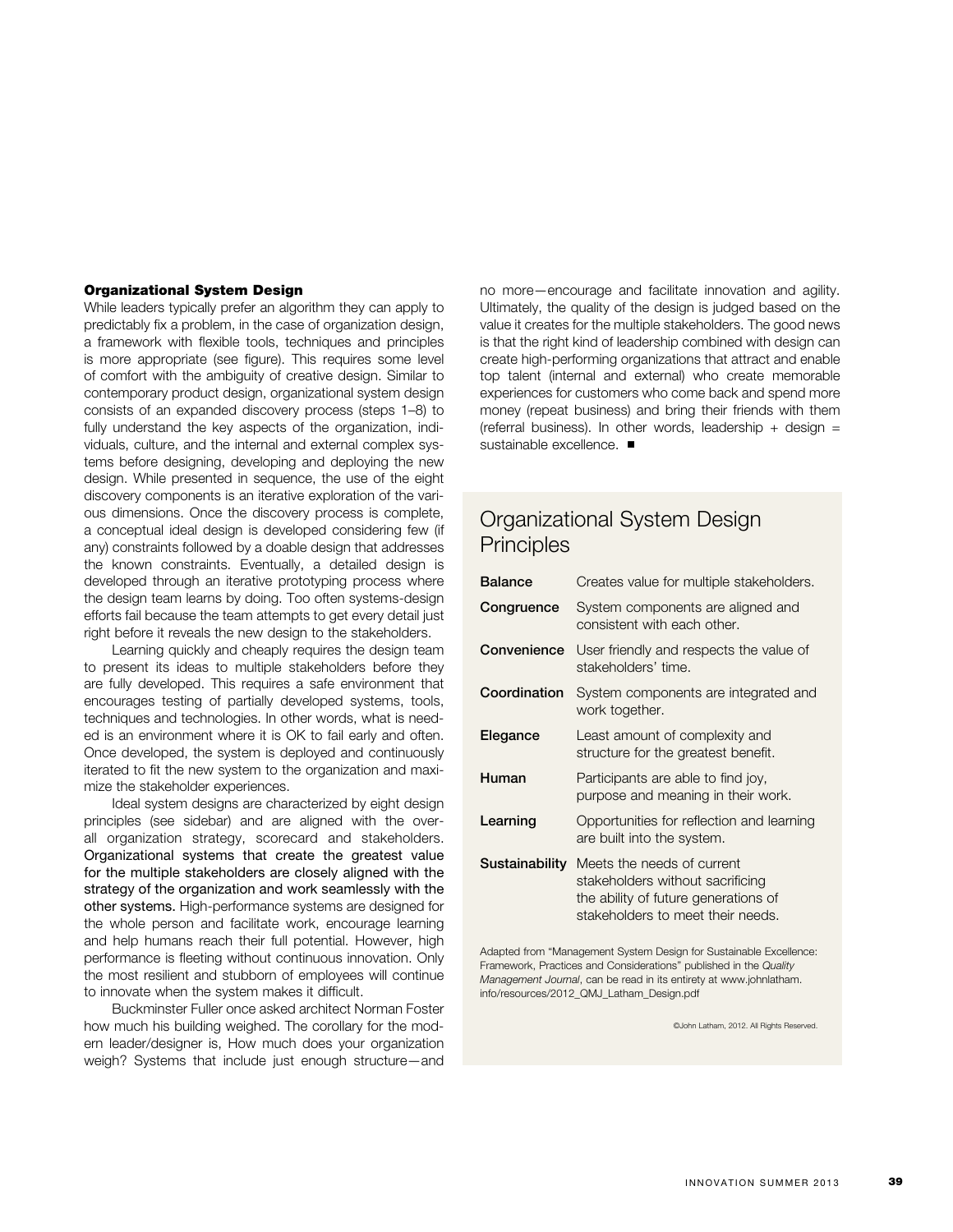### Organizational System Design

While leaders typically prefer an algorithm they can apply to predictably fix a problem, in the case of organization design, a framework with flexible tools, techniques and principles is more appropriate (see figure). This requires some level of comfort with the ambiguity of creative design. Similar to contemporary product design, organizational system design consists of an expanded discovery process (steps 1–8) to fully understand the key aspects of the organization, individuals, culture, and the internal and external complex systems before designing, developing and deploying the new design. While presented in sequence, the use of the eight discovery components is an iterative exploration of the various dimensions. Once the discovery process is complete, a conceptual ideal design is developed considering few (if any) constraints followed by a doable design that addresses the known constraints. Eventually, a detailed design is developed through an iterative prototyping process where the design team learns by doing. Too often systems-design efforts fail because the team attempts to get every detail just right before it reveals the new design to the stakeholders.

Learning quickly and cheaply requires the design team to present its ideas to multiple stakeholders before they are fully developed. This requires a safe environment that encourages testing of partially developed systems, tools, techniques and technologies. In other words, what is needed is an environment where it is OK to fail early and often. Once developed, the system is deployed and continuously iterated to fit the new system to the organization and maximize the stakeholder experiences.

Ideal system designs are characterized by eight design principles (see sidebar) and are aligned with the overall organization strategy, scorecard and stakeholders. Organizational systems that create the greatest value for the multiple stakeholders are closely aligned with the strategy of the organization and work seamlessly with the other systems. High-performance systems are designed for the whole person and facilitate work, encourage learning and help humans reach their full potential. However, high performance is fleeting without continuous innovation. Only the most resilient and stubborn of employees will continue to innovate when the system makes it difficult.

Buckminster Fuller once asked architect Norman Foster how much his building weighed. The corollary for the modern leader/designer is, How much does your organization weigh? Systems that include just enough structure—and no more—encourage and facilitate innovation and agility. Ultimately, the quality of the design is judged based on the value it creates for the multiple stakeholders. The good news is that the right kind of leadership combined with design can create high-performing organizations that attract and enable top talent (internal and external) who create memorable experiences for customers who come back and spend more money (repeat business) and bring their friends with them (referral business). In other words, leadership + design = sustainable excellence. ■

## Organizational System Design Principles

| | |
|---|---|
| **Balance** | Creates value for multiple stakeholders. |
| **Congruence** | System components are aligned and consistent with each other. |
| **Convenience** | User friendly and respects the value of stakeholders' time. |
| **Coordination** | System components are integrated and work together. |
| **Elegance** | Least amount of complexity and structure for the greatest benefit. |
| **Human** | Participants are able to find joy, purpose and meaning in their work. |
| **Learning** | Opportunities for reflection and learning are built into the system. |
| **Sustainability** | Meets the needs of current stakeholders without sacrificing the ability of future generations of stakeholders to meet their needs. |

Adapted from "Management System Design for Sustainable Excellence: Framework, Practices and Considerations" published in the *Quality Management Journal*, can be read in its entirety at www.johnlatham.info/resources/2012_QMJ_Latham_Design.pdf

©John Latham, 2012. All Rights Reserved.